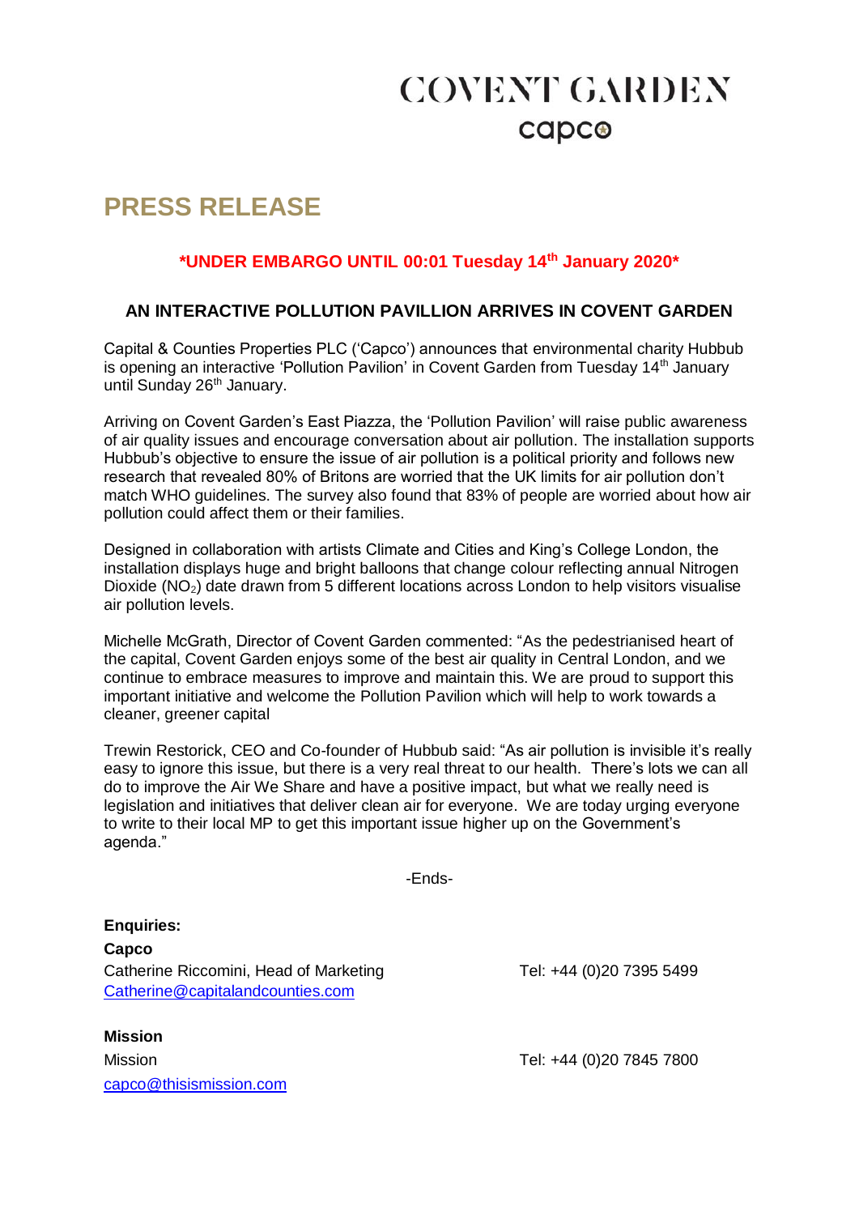# COVENT GARDEN

capco

## PRESS RELEASE

**\*UNDER EMBARGO UNTIL 00:01 Tuesday 14th January 2020\***

### AN INTERACTIVE POLLUTION PAVILLION ARRIVES IN COVENT GARDEN

Capital & Counties Properties PLC ('Capco') announces that environmental charity Hubbub is opening an interactive 'Pollution Pavilion' in Covent Garden from Tuesday 14th January until Sunday 26th January.

Arriving on Covent Garden's East Piazza, the 'Pollution Pavilion' will raise public awareness of air quality issues and encourage conversation about air pollution. The installation supports Hubbub's objective to ensure the issue of air pollution is a political priority and follows new research that revealed 80% of Britons are worried that the UK limits for air pollution don't match WHO guidelines. The survey also found that 83% of people are worried about how air pollution could affect them or their families.

Designed in collaboration with artists Climate and Cities and King's College London, the installation displays huge and bright balloons that change colour reflecting annual Nitrogen Dioxide ($NO_2$) date drawn from 5 different locations across London to help visitors visualise air pollution levels.

Michelle McGrath, Director of Covent Garden commented: "As the pedestrianised heart of the capital, Covent Garden enjoys some of the best air quality in Central London, and we continue to embrace measures to improve and maintain this. We are proud to support this important initiative and welcome the Pollution Pavilion which will help to work towards a cleaner, greener capital

Trewin Restorick, CEO and Co-founder of Hubbub said: "As air pollution is invisible it's really easy to ignore this issue, but there is a very real threat to our health. There's lots we can all do to improve the Air We Share and have a positive impact, but what we really need is legislation and initiatives that deliver clean air for everyone. We are today urging everyone to write to their local MP to get this important issue higher up on the Government's agenda."

-Ends-

**Enquiries:**

**Capco**
Catherine Riccomini, Head of Marketing — Tel: +44 (0)20 7395 5499
Catherine@capitalandcounties.com

**Mission**
Mission — Tel: +44 (0)20 7845 7800
capco@thisismission.com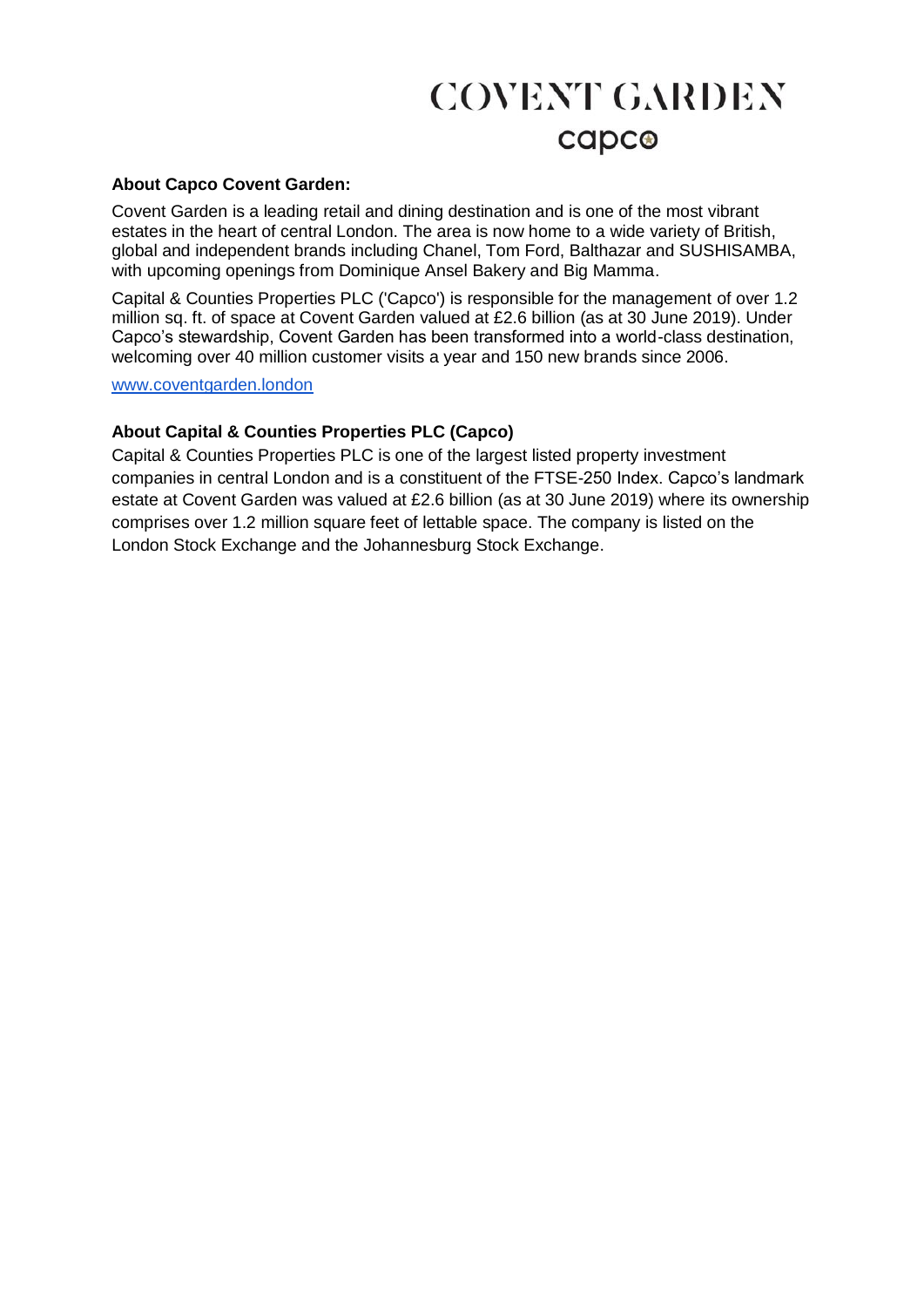COVENT GARDEN
capco

**About Capco Covent Garden:**

Covent Garden is a leading retail and dining destination and is one of the most vibrant estates in the heart of central London. The area is now home to a wide variety of British, global and independent brands including Chanel, Tom Ford, Balthazar and SUSHISAMBA, with upcoming openings from Dominique Ansel Bakery and Big Mamma.

Capital & Counties Properties PLC ('Capco') is responsible for the management of over 1.2 million sq. ft. of space at Covent Garden valued at £2.6 billion (as at 30 June 2019). Under Capco's stewardship, Covent Garden has been transformed into a world-class destination, welcoming over 40 million customer visits a year and 150 new brands since 2006.

www.coventgarden.london

**About Capital & Counties Properties PLC (Capco)**

Capital & Counties Properties PLC is one of the largest listed property investment companies in central London and is a constituent of the FTSE-250 Index. Capco's landmark estate at Covent Garden was valued at £2.6 billion (as at 30 June 2019) where its ownership comprises over 1.2 million square feet of lettable space. The company is listed on the London Stock Exchange and the Johannesburg Stock Exchange.